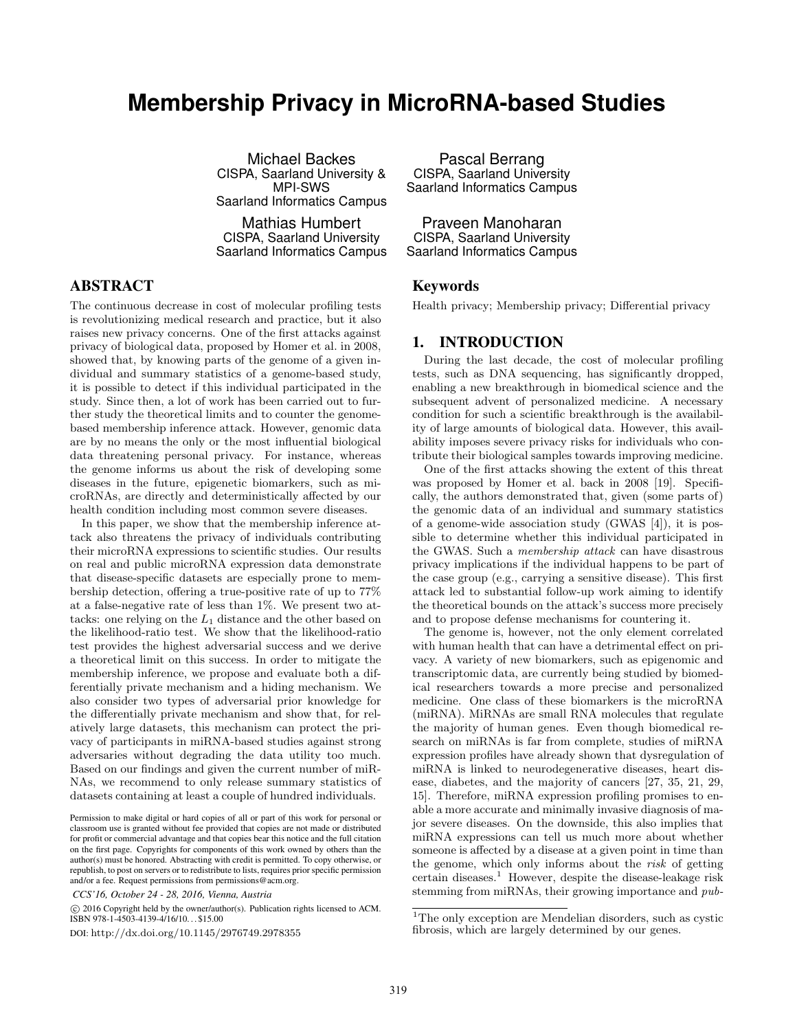# Membership Privacy in MicroRNA-based Studies

Michael Backes
CISPA, Saarland University & MPI-SWS
Saarland Informatics Campus

Pascal Berrang
CISPA, Saarland University
Saarland Informatics Campus

Mathias Humbert
CISPA, Saarland University
Saarland Informatics Campus

Praveen Manoharan
CISPA, Saarland University
Saarland Informatics Campus

## ABSTRACT

The continuous decrease in cost of molecular profiling tests is revolutionizing medical research and practice, but it also raises new privacy concerns. One of the first attacks against privacy of biological data, proposed by Homer et al. in 2008, showed that, by knowing parts of the genome of a given individual and summary statistics of a genome-based study, it is possible to detect if this individual participated in the study. Since then, a lot of work has been carried out to further study the theoretical limits and to counter the genome-based membership inference attack. However, genomic data are by no means the only or the most influential biological data threatening personal privacy. For instance, whereas the genome informs us about the risk of developing some diseases in the future, epigenetic biomarkers, such as microRNAs, are directly and deterministically affected by our health condition including most common severe diseases.

In this paper, we show that the membership inference attack also threatens the privacy of individuals contributing their microRNA expressions to scientific studies. Our results on real and public microRNA expression data demonstrate that disease-specific datasets are especially prone to membership detection, offering a true-positive rate of up to 77% at a false-negative rate of less than 1%. We present two attacks: one relying on the $L_1$ distance and the other based on the likelihood-ratio test. We show that the likelihood-ratio test provides the highest adversarial success and we derive a theoretical limit on this success. In order to mitigate the membership inference, we propose and evaluate both a differentially private mechanism and a hiding mechanism. We also consider two types of adversarial prior knowledge for the differentially private mechanism and show that, for relatively large datasets, this mechanism can protect the privacy of participants in miRNA-based studies against strong adversaries without degrading the data utility too much. Based on our findings and given the current number of miRNAs, we recommend to only release summary statistics of datasets containing at least a couple of hundred individuals.

Permission to make digital or hard copies of all or part of this work for personal or classroom use is granted without fee provided that copies are not made or distributed for profit or commercial advantage and that copies bear this notice and the full citation on the first page. Copyrights for components of this work owned by others than the author(s) must be honored. Abstracting with credit is permitted. To copy otherwise, or republish, to post on servers or to redistribute to lists, requires prior specific permission and/or a fee. Request permissions from permissions@acm.org.

*CCS'16, October 24 - 28, 2016, Vienna, Austria*

© 2016 Copyright held by the owner/author(s). Publication rights licensed to ACM. ISBN 978-1-4503-4139-4/16/10...$15.00

DOI: http://dx.doi.org/10.1145/2976749.2978355

## Keywords

Health privacy; Membership privacy; Differential privacy

## 1. INTRODUCTION

During the last decade, the cost of molecular profiling tests, such as DNA sequencing, has significantly dropped, enabling a new breakthrough in biomedical science and the subsequent advent of personalized medicine. A necessary condition for such a scientific breakthrough is the availability of large amounts of biological data. However, this availability imposes severe privacy risks for individuals who contribute their biological samples towards improving medicine.

One of the first attacks showing the extent of this threat was proposed by Homer et al. back in 2008 [19]. Specifically, the authors demonstrated that, given (some parts of) the genomic data of an individual and summary statistics of a genome-wide association study (GWAS [4]), it is possible to determine whether this individual participated in the GWAS. Such a *membership attack* can have disastrous privacy implications if the individual happens to be part of the case group (e.g., carrying a sensitive disease). This first attack led to substantial follow-up work aiming to identify the theoretical bounds on the attack's success more precisely and to propose defense mechanisms for countering it.

The genome is, however, not the only element correlated with human health that can have a detrimental effect on privacy. A variety of new biomarkers, such as epigenomic and transcriptomic data, are currently being studied by biomedical researchers towards a more precise and personalized medicine. One class of these biomarkers is the microRNA (miRNA). MiRNAs are small RNA molecules that regulate the majority of human genes. Even though biomedical research on miRNAs is far from complete, studies of miRNA expression profiles have already shown that dysregulation of miRNA is linked to neurodegenerative diseases, heart disease, diabetes, and the majority of cancers [27, 35, 21, 29, 15]. Therefore, miRNA expression profiling promises to enable a more accurate and minimally invasive diagnosis of major severe diseases. On the downside, this also implies that miRNA expressions can tell us much more about whether someone is affected by a disease at a given point in time than the genome, which only informs about the *risk* of getting certain diseases.[1] However, despite the disease-leakage risk stemming from miRNAs, their growing importance and *pub-*

[1]The only exception are Mendelian disorders, such as cystic fibrosis, which are largely determined by our genes.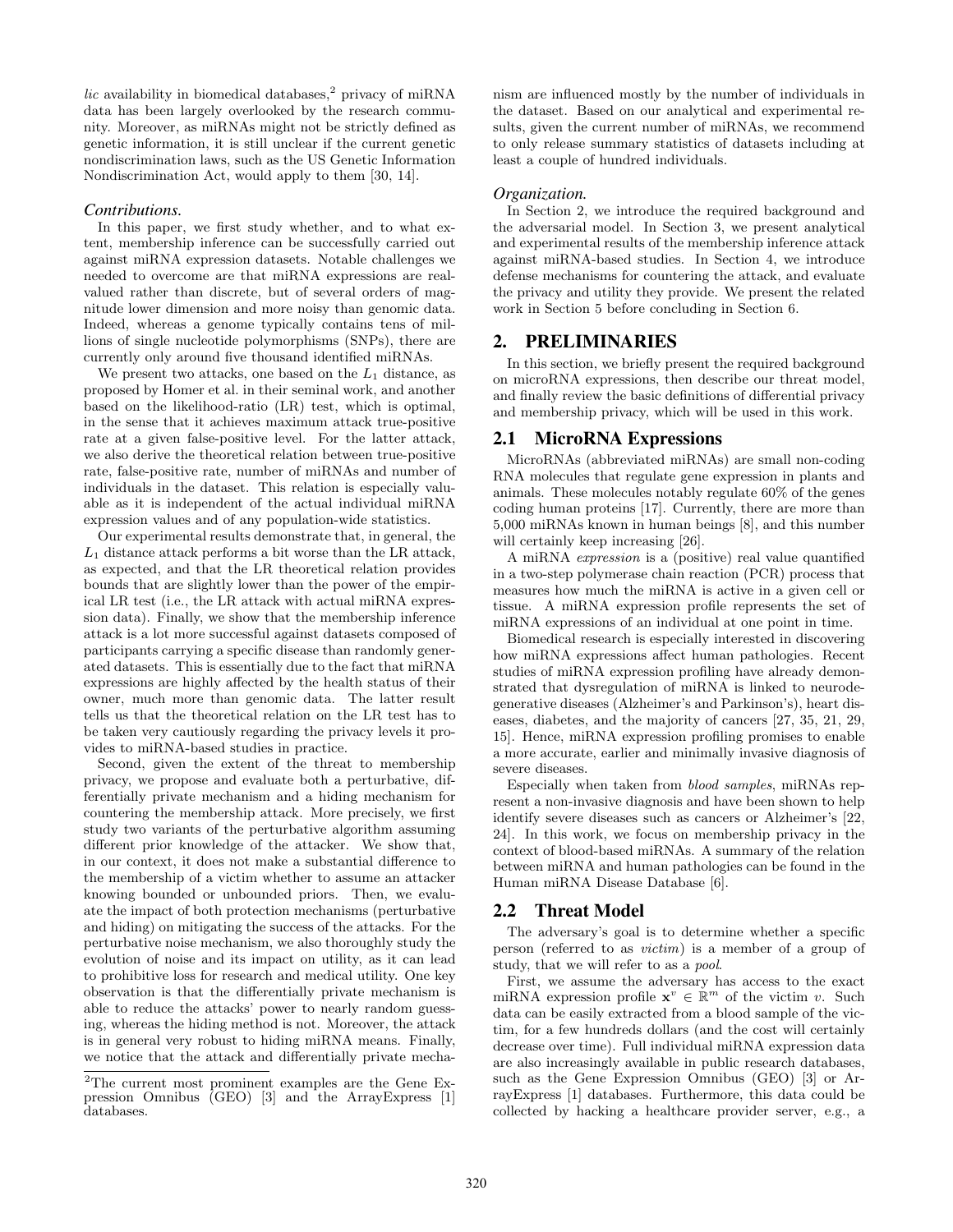*lic* availability in biomedical databases,[2] privacy of miRNA data has been largely overlooked by the research community. Moreover, as miRNAs might not be strictly defined as genetic information, it is still unclear if the current genetic nondiscrimination laws, such as the US Genetic Information Nondiscrimination Act, would apply to them [30, 14].

#### *Contributions.*

In this paper, we first study whether, and to what extent, membership inference can be successfully carried out against miRNA expression datasets. Notable challenges we needed to overcome are that miRNA expressions are real-valued rather than discrete, but of several orders of magnitude lower dimension and more noisy than genomic data. Indeed, whereas a genome typically contains tens of millions of single nucleotide polymorphisms (SNPs), there are currently only around five thousand identified miRNAs.

We present two attacks, one based on the $L_1$ distance, as proposed by Homer et al. in their seminal work, and another based on the likelihood-ratio (LR) test, which is optimal, in the sense that it achieves maximum attack true-positive rate at a given false-positive level. For the latter attack, we also derive the theoretical relation between true-positive rate, false-positive rate, number of miRNAs and number of individuals in the dataset. This relation is especially valuable as it is independent of the actual individual miRNA expression values and of any population-wide statistics.

Our experimental results demonstrate that, in general, the $L_1$ distance attack performs a bit worse than the LR attack, as expected, and that the LR theoretical relation provides bounds that are slightly lower than the power of the empirical LR test (i.e., the LR attack with actual miRNA expression data). Finally, we show that the membership inference attack is a lot more successful against datasets composed of participants carrying a specific disease than randomly generated datasets. This is essentially due to the fact that miRNA expressions are highly affected by the health status of their owner, much more than genomic data. The latter result tells us that the theoretical relation on the LR test has to be taken very cautiously regarding the privacy levels it provides to miRNA-based studies in practice.

Second, given the extent of the threat to membership privacy, we propose and evaluate both a perturbative, differentially private mechanism and a hiding mechanism for countering the membership attack. More precisely, we first study two variants of the perturbative algorithm assuming different prior knowledge of the attacker. We show that, in our context, it does not make a substantial difference to the membership of a victim whether to assume an attacker knowing bounded or unbounded priors. Then, we evaluate the impact of both protection mechanisms (perturbative and hiding) on mitigating the success of the attacks. For the perturbative noise mechanism, we also thoroughly study the evolution of noise and its impact on utility, as it can lead to prohibitive loss for research and medical utility. One key observation is that the differentially private mechanism is able to reduce the attacks' power to nearly random guessing, whereas the hiding method is not. Moreover, the attack is in general very robust to hiding miRNA means. Finally, we notice that the attack and differentially private mechanism are influenced mostly by the number of individuals in the dataset. Based on our analytical and experimental results, given the current number of miRNAs, we recommend to only release summary statistics of datasets including at least a couple of hundred individuals.

#### *Organization.*

In Section 2, we introduce the required background and the adversarial model. In Section 3, we present analytical and experimental results of the membership inference attack against miRNA-based studies. In Section 4, we introduce defense mechanisms for countering the attack, and evaluate the privacy and utility they provide. We present the related work in Section 5 before concluding in Section 6.

## 2. PRELIMINARIES

In this section, we briefly present the required background on microRNA expressions, then describe our threat model, and finally review the basic definitions of differential privacy and membership privacy, which will be used in this work.

### 2.1 MicroRNA Expressions

MicroRNAs (abbreviated miRNAs) are small non-coding RNA molecules that regulate gene expression in plants and animals. These molecules notably regulate 60% of the genes coding human proteins [17]. Currently, there are more than 5,000 miRNAs known in human beings [8], and this number will certainly keep increasing [26].

A miRNA *expression* is a (positive) real value quantified in a two-step polymerase chain reaction (PCR) process that measures how much the miRNA is active in a given cell or tissue. A miRNA expression profile represents the set of miRNA expressions of an individual at one point in time.

Biomedical research is especially interested in discovering how miRNA expressions affect human pathologies. Recent studies of miRNA expression profiling have already demonstrated that dysregulation of miRNA is linked to neurodegenerative diseases (Alzheimer's and Parkinson's), heart diseases, diabetes, and the majority of cancers [27, 35, 21, 29, 15]. Hence, miRNA expression profiling promises to enable a more accurate, earlier and minimally invasive diagnosis of severe diseases.

Especially when taken from *blood samples*, miRNAs represent a non-invasive diagnosis and have been shown to help identify severe diseases such as cancers or Alzheimer's [22, 24]. In this work, we focus on membership privacy in the context of blood-based miRNAs. A summary of the relation between miRNA and human pathologies can be found in the Human miRNA Disease Database [6].

### 2.2 Threat Model

The adversary's goal is to determine whether a specific person (referred to as *victim*) is a member of a group of study, that we will refer to as a *pool*.

First, we assume the adversary has access to the exact miRNA expression profile $\mathbf{x}^v \in \mathbb{R}^m$ of the victim $v$. Such data can be easily extracted from a blood sample of the victim, for a few hundreds dollars (and the cost will certainly decrease over time). Full individual miRNA expression data are also increasingly available in public research databases, such as the Gene Expression Omnibus (GEO) [3] or ArrayExpress [1] databases. Furthermore, this data could be collected by hacking a healthcare provider server, e.g., a

[2]The current most prominent examples are the Gene Expression Omnibus (GEO) [3] and the ArrayExpress [1] databases.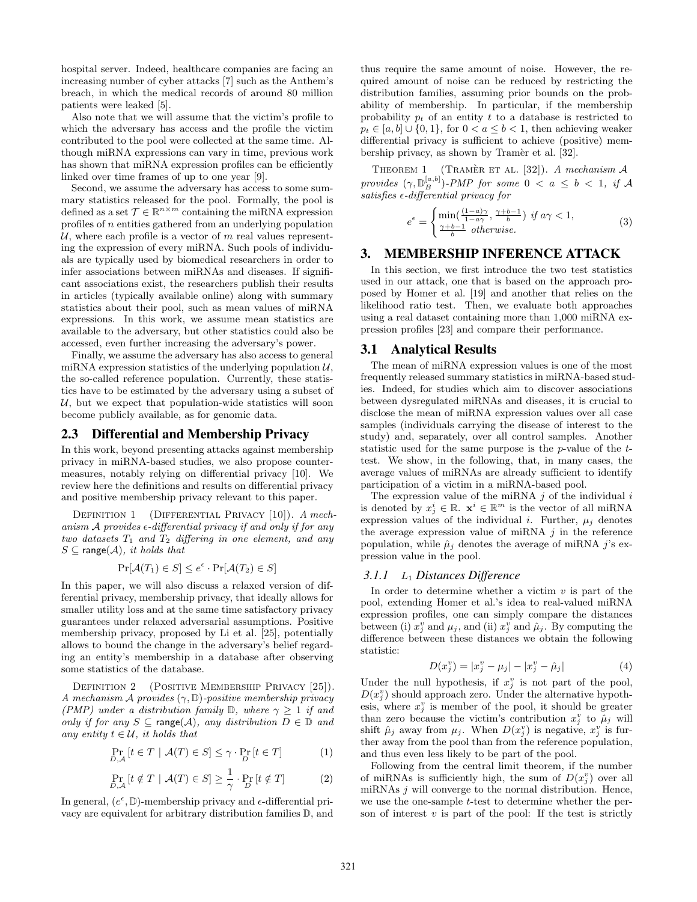hospital server. Indeed, healthcare companies are facing an increasing number of cyber attacks [7] such as the Anthem's breach, in which the medical records of around 80 million patients were leaked [5].

Also note that we will assume that the victim's profile to which the adversary has access and the profile the victim contributed to the pool were collected at the same time. Although miRNA expressions can vary in time, previous work has shown that miRNA expression profiles can be efficiently linked over time frames of up to one year [9].

Second, we assume the adversary has access to some summary statistics released for the pool. Formally, the pool is defined as a set $\mathcal{T} \in \mathbb{R}^{n \times m}$ containing the miRNA expression profiles of $n$ entities gathered from an underlying population $\mathcal{U}$, where each profile is a vector of $m$ real values representing the expression of every miRNA. Such pools of individuals are typically used by biomedical researchers in order to infer associations between miRNAs and diseases. If significant associations exist, the researchers publish their results in articles (typically available online) along with summary statistics about their pool, such as mean values of miRNA expressions. In this work, we assume mean statistics are available to the adversary, but other statistics could also be accessed, even further increasing the adversary's power.

Finally, we assume the adversary has also access to general miRNA expression statistics of the underlying population $\mathcal{U}$, the so-called reference population. Currently, these statistics have to be estimated by the adversary using a subset of $\mathcal{U}$, but we expect that population-wide statistics will soon become publicly available, as for genomic data.

## 2.3 Differential and Membership Privacy

In this work, beyond presenting attacks against membership privacy in miRNA-based studies, we also propose countermeasures, notably relying on differential privacy [10]. We review here the definitions and results on differential privacy and positive membership privacy relevant to this paper.

Definition 1 (Differential Privacy [10]). *A mechanism $\mathcal{A}$ provides $\epsilon$-differential privacy if and only if for any two datasets $T_1$ and $T_2$ differing in one element, and any $S \subseteq \mathsf{range}(\mathcal{A})$, it holds that*

$$\Pr[\mathcal{A}(T_1) \in S] \leq e^{\epsilon} \cdot \Pr[\mathcal{A}(T_2) \in S]$$

In this paper, we will also discuss a relaxed version of differential privacy, membership privacy, that ideally allows for smaller utility loss and at the same time satisfactory privacy guarantees under relaxed adversarial assumptions. Positive membership privacy, proposed by Li et al. [25], potentially allows to bound the change in the adversary's belief regarding an entity's membership in a database after observing some statistics of the database.

Definition 2 (Positive Membership Privacy [25]). *A mechanism $\mathcal{A}$ provides $(\gamma, \mathbb{D})$-positive membership privacy (PMP) under a distribution family $\mathbb{D}$, where $\gamma \geq 1$ if and only if for any $S \subseteq \mathsf{range}(\mathcal{A})$, any distribution $D \in \mathbb{D}$ and any entity $t \in \mathcal{U}$, it holds that*

$$\Pr_{D,\mathcal{A}}[t \in T \mid \mathcal{A}(T) \in S] \leq \gamma \cdot \Pr_{D}[t \in T] \quad (1)$$

$$\Pr_{D,\mathcal{A}}[t \notin T \mid \mathcal{A}(T) \in S] \geq \frac{1}{\gamma} \cdot \Pr_{D}[t \notin T] \quad (2)$$

In general, $(e^{\epsilon}, \mathbb{D})$-membership privacy and $\epsilon$-differential privacy are equivalent for arbitrary distribution families $\mathbb{D}$, and thus require the same amount of noise. However, the required amount of noise can be reduced by restricting the distribution families, assuming prior bounds on the probability of membership. In particular, if the membership probability $p_t$ of an entity $t$ to a database is restricted to $p_t \in [a, b] \cup \{0, 1\}$, for $0 < a \leq b < 1$, then achieving weaker differential privacy is sufficient to achieve (positive) membership privacy, as shown by Tramèr et al. [32].

Theorem 1 (Tramèr et al. [32]). *A mechanism $\mathcal{A}$ provides $(\gamma, \mathbb{D}_B^{[a,b]})$-PMP for some $0 < a \leq b < 1$, if $\mathcal{A}$ satisfies $\epsilon$-differential privacy for*

$$e^{\epsilon} = \begin{cases} \min(\frac{(1-a)\gamma}{1-a\gamma}, \frac{\gamma+b-1}{b}) & \text{if } a\gamma < 1, \\ \frac{\gamma+b-1}{b} & \text{otherwise.} \end{cases} \quad (3)$$

# 3. MEMBERSHIP INFERENCE ATTACK

In this section, we first introduce the two test statistics used in our attack, one that is based on the approach proposed by Homer et al. [19] and another that relies on the likelihood ratio test. Then, we evaluate both approaches using a real dataset containing more than 1,000 miRNA expression profiles [23] and compare their performance.

## 3.1 Analytical Results

The mean of miRNA expression values is one of the most frequently released summary statistics in miRNA-based studies. Indeed, for studies which aim to discover associations between dysregulated miRNAs and diseases, it is crucial to disclose the mean of miRNA expression values over all case samples (individuals carrying the disease of interest to the study) and, separately, over all control samples. Another statistic used for the same purpose is the $p$-value of the $t$-test. We show, in the following, that, in many cases, the average values of miRNAs are already sufficient to identify participation of a victim in a miRNA-based pool.

The expression value of the miRNA $j$ of the individual $i$ is denoted by $x_j^i \in \mathbb{R}$. $\mathbf{x}^i \in \mathbb{R}^m$ is the vector of all miRNA expression values of the individual $i$. Further, $\mu_j$ denotes the average expression value of miRNA $j$ in the reference population, while $\hat{\mu}_j$ denotes the average of miRNA $j$'s expression value in the pool.

### 3.1.1 $L_1$ Distances Difference

In order to determine whether a victim $v$ is part of the pool, extending Homer et al.'s idea to real-valued miRNA expression profiles, one can simply compare the distances between (i) $x_j^v$ and $\mu_j$, and (ii) $x_j^v$ and $\hat{\mu}_j$. By computing the difference between these distances we obtain the following statistic:

$$D(x_j^v) = |x_j^v - \mu_j| - |x_j^v - \hat{\mu}_j| \quad (4)$$

Under the null hypothesis, if $x_j^v$ is not part of the pool, $D(x_j^v)$ should approach zero. Under the alternative hypothesis, where $x_j^v$ is member of the pool, it should be greater than zero because the victim's contribution $x_j^v$ to $\hat{\mu}_j$ will shift $\hat{\mu}_j$ away from $\mu_j$. When $D(x_j^v)$ is negative, $x_j^v$ is further away from the pool than from the reference population, and thus even less likely to be part of the pool.

Following from the central limit theorem, if the number of miRNAs is sufficiently high, the sum of $D(x_j^v)$ over all miRNAs $j$ will converge to the normal distribution. Hence, we use the one-sample $t$-test to determine whether the person of interest $v$ is part of the pool: If the test is strictly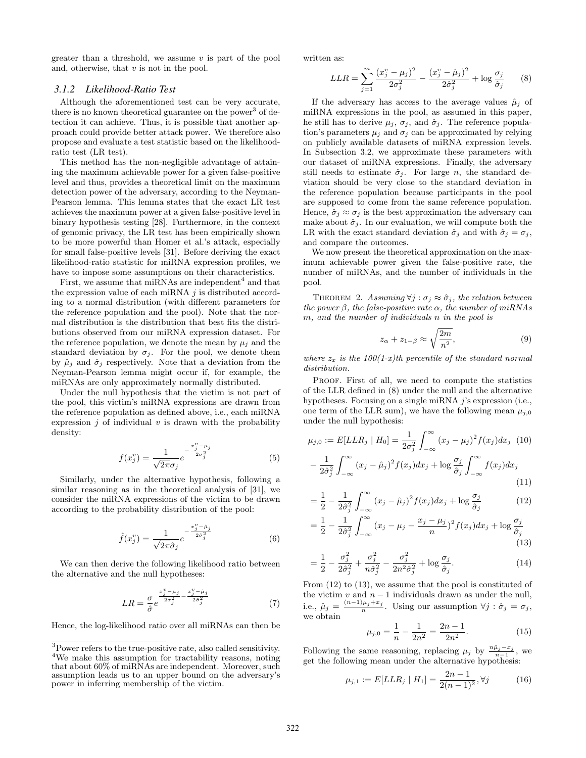greater than a threshold, we assume $v$ is part of the pool and, otherwise, that $v$ is not in the pool.

### 3.1.2 Likelihood-Ratio Test

Although the aforementioned test can be very accurate, there is no known theoretical guarantee on the power[3] of detection it can achieve. Thus, it is possible that another approach could provide better attack power. We therefore also propose and evaluate a test statistic based on the likelihood-ratio test (LR test).

This method has the non-negligible advantage of attaining the maximum achievable power for a given false-positive level and thus, provides a theoretical limit on the maximum detection power of the adversary, according to the Neyman-Pearson lemma. This lemma states that the exact LR test achieves the maximum power at a given false-positive level in binary hypothesis testing [28]. Furthermore, in the context of genomic privacy, the LR test has been empirically shown to be more powerful than Homer et al.'s attack, especially for small false-positive levels [31]. Before deriving the exact likelihood-ratio statistic for miRNA expression profiles, we have to impose some assumptions on their characteristics.

First, we assume that miRNAs are independent[4] and that the expression value of each miRNA $j$ is distributed according to a normal distribution (with different parameters for the reference population and the pool). Note that the normal distribution is the distribution that best fits the distributions observed from our miRNA expression dataset. For the reference population, we denote the mean by $\mu_j$ and the standard deviation by $\sigma_j$. For the pool, we denote them by $\hat{\mu}_j$ and $\hat{\sigma}_j$ respectively. Note that a deviation from the Neyman-Pearson lemma might occur if, for example, the miRNAs are only approximately normally distributed.

Under the null hypothesis that the victim is not part of the pool, this victim's miRNA expressions are drawn from the reference population as defined above, i.e., each miRNA expression $j$ of individual $v$ is drawn with the probability density:

$$f(x_j^v) = \frac{1}{\sqrt{2\pi}\sigma_j} e^{-\frac{x_j^v - \mu_j}{2\sigma_j^2}} \tag{5}$$

Similarly, under the alternative hypothesis, following a similar reasoning as in the theoretical analysis of [31], we consider the miRNA expressions of the victim to be drawn according to the probability distribution of the pool:

$$\hat{f}(x_j^v) = \frac{1}{\sqrt{2\pi}\hat{\sigma}_j} e^{-\frac{x_j^v - \hat{\mu}_j}{2\hat{\sigma}_j^2}} \tag{6}$$

We can then derive the following likelihood ratio between the alternative and the null hypotheses:

$$LR = \frac{\sigma}{\hat{\sigma}} e^{\frac{x_j^v - \mu_j}{2\sigma_j^2} - \frac{x_j^v - \hat{\mu}_j}{2\hat{\sigma}_j^2}} \tag{7}$$

Hence, the log-likelihood ratio over all miRNAs can then be written as:

$$LLR = \sum_{j=1}^{m} \frac{(x_j^v - \mu_j)^2}{2\sigma_j^2} - \frac{(x_j^v - \hat{\mu}_j)^2}{2\hat{\sigma}_j^2} + \log\frac{\sigma_j}{\hat{\sigma}_j} \tag{8}$$

If the adversary has access to the average values $\hat{\mu}_j$ of miRNA expressions in the pool, as assumed in this paper, he still has to derive $\mu_j$, $\sigma_j$, and $\hat{\sigma}_j$. The reference population's parameters $\mu_j$ and $\sigma_j$ can be approximated by relying on publicly available datasets of miRNA expression levels. In Subsection 3.2, we approximate these parameters with our dataset of miRNA expressions. Finally, the adversary still needs to estimate $\hat{\sigma}_j$. For large $n$, the standard deviation should be very close to the standard deviation in the reference population because participants in the pool are supposed to come from the same reference population. Hence, $\hat{\sigma}_j \approx \sigma_j$ is the best approximation the adversary can make about $\hat{\sigma}_j$. In our evaluation, we will compute both the LR with the exact standard deviation $\hat{\sigma}_j$ and with $\hat{\sigma}_j = \sigma_j$, and compare the outcomes.

We now present the theoretical approximation on the maximum achievable power given the false-positive rate, the number of miRNAs, and the number of individuals in the pool.

THEOREM 2. *Assuming $\forall j : \sigma_j \approx \hat{\sigma}_j$, the relation between the power $\beta$, the false-positive rate $\alpha$, the number of miRNAs $m$, and the number of individuals $n$ in the pool is*

$$z_\alpha + z_{1-\beta} \approx \sqrt{\frac{2m}{n^2}}, \tag{9}$$

*where $z_x$ is the 100(1-x)th percentile of the standard normal distribution.*

PROOF. First of all, we need to compute the statistics of the LLR defined in (8) under the null and the alternative hypotheses. Focusing on a single miRNA $j$'s expression (i.e., one term of the LLR sum), we have the following mean $\mu_{j,0}$ under the null hypothesis:

$$\mu_{j,0} := E[LLR_j \mid H_0] = \frac{1}{2\sigma_j^2}\int_{-\infty}^{\infty}(x_j - \mu_j)^2 f(x_j)dx_j \tag{10}$$

$$-\frac{1}{2\hat{\sigma}_j^2}\int_{-\infty}^{\infty}(x_j - \hat{\mu}_j)^2 f(x_j)dx_j + \log\frac{\sigma_j}{\hat{\sigma}_j}\int_{-\infty}^{\infty} f(x_j)dx_j \tag{11}$$

$$= \frac{1}{2} - \frac{1}{2\hat{\sigma}_j^2}\int_{-\infty}^{\infty}(x_j - \hat{\mu}_j)^2 f(x_j)dx_j + \log\frac{\sigma_j}{\hat{\sigma}_j} \tag{12}$$

$$= \frac{1}{2} - \frac{1}{2\hat{\sigma}_j^2}\int_{-\infty}^{\infty}(x_j - \mu_j - \frac{x_j - \mu_j}{n})^2 f(x_j)dx_j + \log\frac{\sigma_j}{\hat{\sigma}_j} \tag{13}$$

$$= \frac{1}{2} - \frac{\sigma_j^2}{2\hat{\sigma}_j^2} + \frac{\sigma_j^2}{n\hat{\sigma}_j^2} - \frac{\sigma_j^2}{2n^2\hat{\sigma}_j^2} + \log\frac{\sigma_j}{\hat{\sigma}_j}. \tag{14}$$

From (12) to (13), we assume that the pool is constituted of the victim $v$ and $n-1$ individuals drawn as under the null, i.e., $\hat{\mu}_j = \frac{(n-1)\mu_j + x_j}{n}$. Using our assumption $\forall j : \hat{\sigma}_j = \sigma_j$, we obtain

$$\mu_{j,0} = \frac{1}{n} - \frac{1}{2n^2} = \frac{2n-1}{2n^2}. \tag{15}$$

Following the same reasoning, replacing $\mu_j$ by $\frac{n\hat{\mu}_j - x_j}{n-1}$, we get the following mean under the alternative hypothesis:

$$\mu_{j,1} := E[LLR_j \mid H_1] = \frac{2n-1}{2(n-1)^2}, \forall j \tag{16}$$

---

[3] Power refers to the true-positive rate, also called sensitivity.

[4] We make this assumption for tractability reasons, noting that about 60% of miRNAs are independent. Moreover, such assumption leads us to an upper bound on the adversary's power in inferring membership of the victim.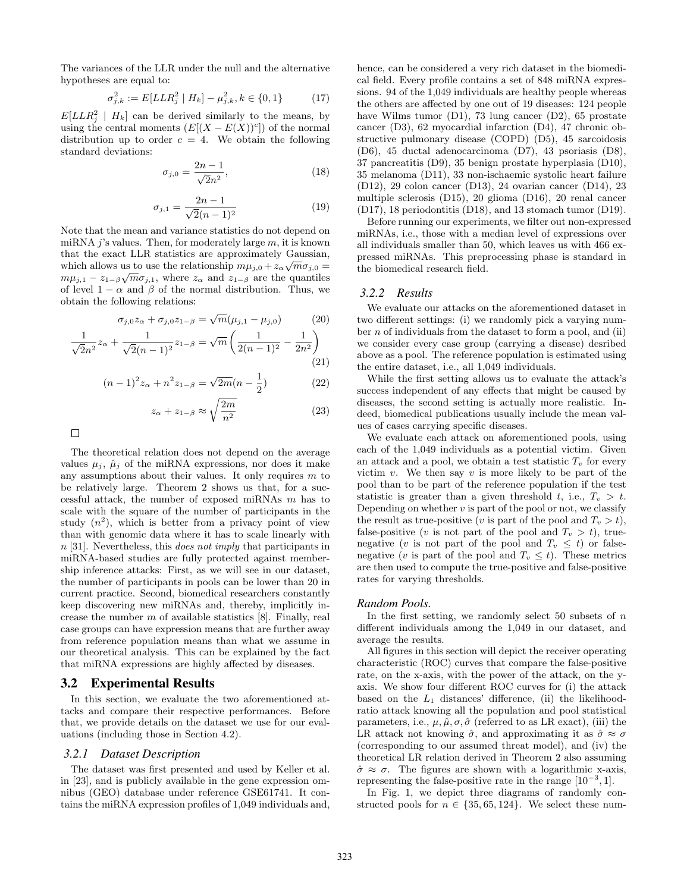The variances of the LLR under the null and the alternative hypotheses are equal to:

$$\sigma_{j,k}^2 := E[LLR_j^2 \mid H_k] - \mu_{j,k}^2, k \in \{0,1\} \tag{17}$$

$E[LLR_j^2 \mid H_k]$ can be derived similarly to the means, by using the central moments ($E[(X - E(X))^c]$) of the normal distribution up to order $c = 4$. We obtain the following standard deviations:

$$\sigma_{j,0} = \frac{2n-1}{\sqrt{2}n^2}, \tag{18}$$

$$\sigma_{j,1} = \frac{2n-1}{\sqrt{2}(n-1)^2} \tag{19}$$

Note that the mean and variance statistics do not depend on miRNA $j$'s values. Then, for moderately large $m$, it is known that the exact LLR statistics are approximately Gaussian, which allows us to use the relationship $m\mu_{j,0} + z_\alpha\sqrt{m}\sigma_{j,0} = m\mu_{j,1} - z_{1-\beta}\sqrt{m}\sigma_{j,1}$, where $z_\alpha$ and $z_{1-\beta}$ are the quantiles of level $1-\alpha$ and $\beta$ of the normal distribution. Thus, we obtain the following relations:

$$\sigma_{j,0}z_\alpha + \sigma_{j,0}z_{1-\beta} = \sqrt{m}(\mu_{j,1} - \mu_{j,0}) \tag{20}$$

$$\frac{1}{\sqrt{2}n^2}z_\alpha + \frac{1}{\sqrt{2}(n-1)^2}z_{1-\beta} = \sqrt{m}\left(\frac{1}{2(n-1)^2} - \frac{1}{2n^2}\right) \tag{21}$$

$$(n-1)^2 z_\alpha + n^2 z_{1-\beta} = \sqrt{2m}(n - \frac{1}{2}) \tag{22}$$

$$z_\alpha + z_{1-\beta} \approx \sqrt{\frac{2m}{n^2}} \tag{23}$$

□

The theoretical relation does not depend on the average values $\mu_j$, $\hat{\mu}_j$ of the miRNA expressions, nor does it make any assumptions about their values. It only requires $m$ to be relatively large. Theorem 2 shows us that, for a successful attack, the number of exposed miRNAs $m$ has to scale with the square of the number of participants in the study ($n^2$), which is better from a privacy point of view than with genomic data where it has to scale linearly with $n$ [31]. Nevertheless, this *does not imply* that participants in miRNA-based studies are fully protected against membership inference attacks: First, as we will see in our dataset, the number of participants in pools can be lower than 20 in current practice. Second, biomedical researchers constantly keep discovering new miRNAs and, thereby, implicitly increase the number $m$ of available statistics [8]. Finally, real case groups can have expression means that are further away from reference population means than what we assume in our theoretical analysis. This can be explained by the fact that miRNA expressions are highly affected by diseases.

## 3.2 Experimental Results

In this section, we evaluate the two aforementioned attacks and compare their respective performances. Before that, we provide details on the dataset we use for our evaluations (including those in Section 4.2).

### 3.2.1 Dataset Description

The dataset was first presented and used by Keller et al. in [23], and is publicly available in the gene expression omnibus (GEO) database under reference GSE61741. It contains the miRNA expression profiles of 1,049 individuals and, hence, can be considered a very rich dataset in the biomedical field. Every profile contains a set of 848 miRNA expressions. 94 of the 1,049 individuals are healthy people whereas the others are affected by one out of 19 diseases: 124 people have Wilms tumor (D1), 73 lung cancer (D2), 65 prostate cancer (D3), 62 myocardial infarction (D4), 47 chronic obstructive pulmonary disease (COPD) (D5), 45 sarcoidosis (D6), 45 ductal adenocarcinoma (D7), 43 psoriasis (D8), 37 pancreatitis (D9), 35 benign prostate hyperplasia (D10), 35 melanoma (D11), 33 non-ischaemic systolic heart failure (D12), 29 colon cancer (D13), 24 ovarian cancer (D14), 23 multiple sclerosis (D15), 20 glioma (D16), 20 renal cancer (D17), 18 periodontitis (D18), and 13 stomach tumor (D19).

Before running our experiments, we filter out non-expressed miRNAs, i.e., those with a median level of expressions over all individuals smaller than 50, which leaves us with 466 expressed miRNAs. This preprocessing phase is standard in the biomedical research field.

### 3.2.2 Results

We evaluate our attacks on the aforementioned dataset in two different settings: (i) we randomly pick a varying number $n$ of individuals from the dataset to form a pool, and (ii) we consider every case group (carrying a disease) desribed above as a pool. The reference population is estimated using the entire dataset, i.e., all 1,049 individuals.

While the first setting allows us to evaluate the attack's success independent of any effects that might be caused by diseases, the second setting is actually more realistic. Indeed, biomedical publications usually include the mean values of cases carrying specific diseases.

We evaluate each attack on aforementioned pools, using each of the 1,049 individuals as a potential victim. Given an attack and a pool, we obtain a test statistic $T_v$ for every victim $v$. We then say $v$ is more likely to be part of the pool than to be part of the reference population if the test statistic is greater than a given threshold $t$, i.e., $T_v > t$. Depending on whether $v$ is part of the pool or not, we classify the result as true-positive ($v$ is part of the pool and $T_v > t$), false-positive ($v$ is not part of the pool and $T_v > t$), true-negative ($v$ is not part of the pool and $T_v \leq t$) or false-negative ($v$ is part of the pool and $T_v \leq t$). These metrics are then used to compute the true-positive and false-positive rates for varying thresholds.

#### Random Pools.

In the first setting, we randomly select 50 subsets of $n$ different individuals among the 1,049 in our dataset, and average the results.

All figures in this section will depict the receiver operating characteristic (ROC) curves that compare the false-positive rate, on the x-axis, with the power of the attack, on the y-axis. We show four different ROC curves for (i) the attack based on the $L_1$ distances' difference, (ii) the likelihood-ratio attack knowing all the population and pool statistical parameters, i.e., $\mu, \hat{\mu}, \sigma, \hat{\sigma}$ (referred to as LR exact), (iii) the LR attack not knowing $\hat{\sigma}$, and approximating it as $\hat{\sigma} \approx \sigma$ (corresponding to our assumed threat model), and (iv) the theoretical LR relation derived in Theorem 2 also assuming $\hat{\sigma} \approx \sigma$. The figures are shown with a logarithmic x-axis, representing the false-positive rate in the range $[10^{-3}, 1]$.

In Fig. 1, we depict three diagrams of randomly constructed pools for $n \in \{35, 65, 124\}$. We select these num-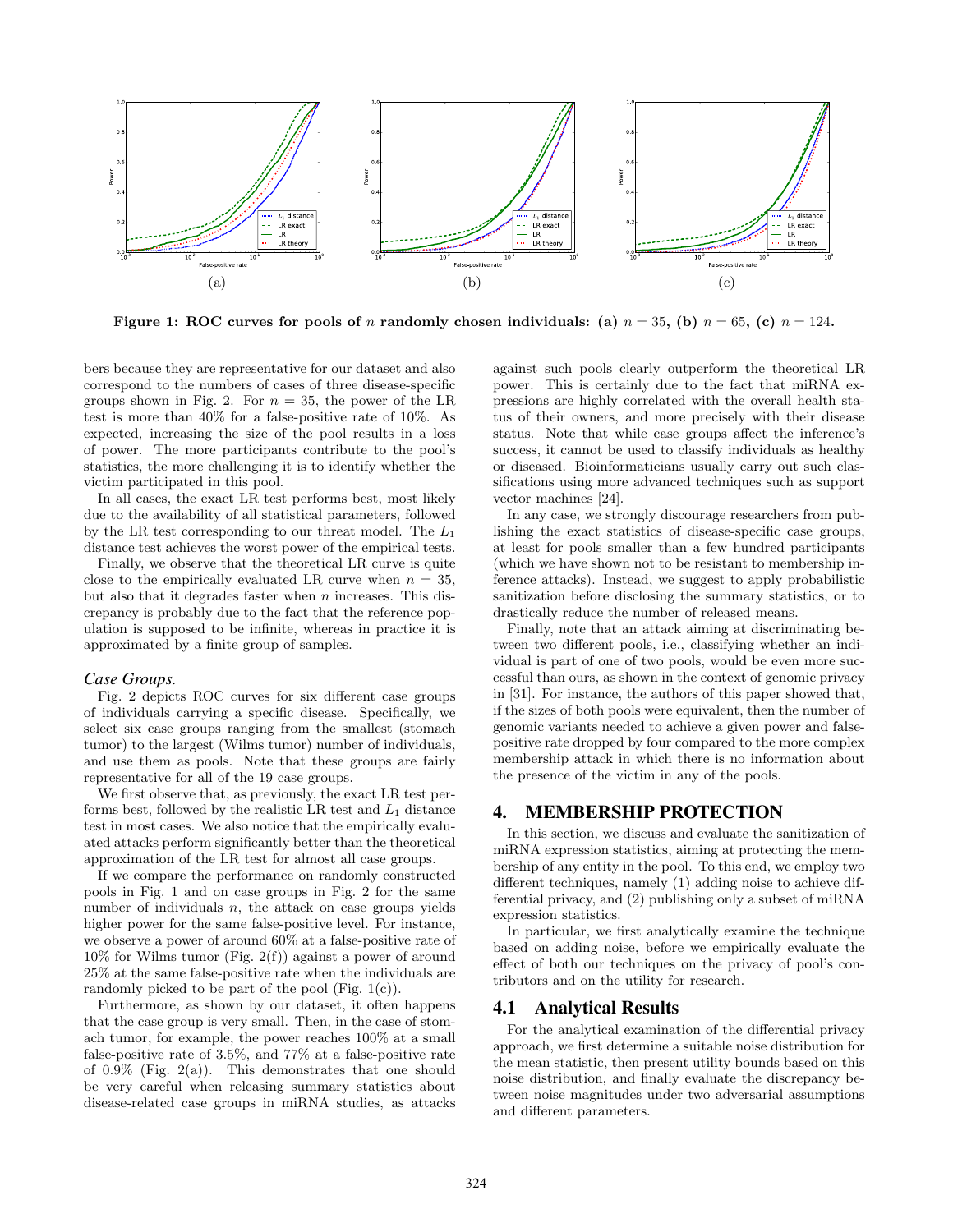**Figure 1: ROC curves for pools of $n$ randomly chosen individuals: (a) $n = 35$, (b) $n = 65$, (c) $n = 124$.**

bers because they are representative for our dataset and also correspond to the numbers of cases of three disease-specific groups shown in Fig. 2. For $n = 35$, the power of the LR test is more than 40% for a false-positive rate of 10%. As expected, increasing the size of the pool results in a loss of power. The more participants contribute to the pool's statistics, the more challenging it is to identify whether the victim participated in this pool.

In all cases, the exact LR test performs best, most likely due to the availability of all statistical parameters, followed by the LR test corresponding to our threat model. The $L_1$ distance test achieves the worst power of the empirical tests.

Finally, we observe that the theoretical LR curve is quite close to the empirically evaluated LR curve when $n = 35$, but also that it degrades faster when $n$ increases. This discrepancy is probably due to the fact that the reference population is supposed to be infinite, whereas in practice it is approximated by a finite group of samples.

### *Case Groups.*

Fig. 2 depicts ROC curves for six different case groups of individuals carrying a specific disease. Specifically, we select six case groups ranging from the smallest (stomach tumor) to the largest (Wilms tumor) number of individuals, and use them as pools. Note that these groups are fairly representative for all of the 19 case groups.

We first observe that, as previously, the exact LR test performs best, followed by the realistic LR test and $L_1$ distance test in most cases. We also notice that the empirically evaluated attacks perform significantly better than the theoretical approximation of the LR test for almost all case groups.

If we compare the performance on randomly constructed pools in Fig. 1 and on case groups in Fig. 2 for the same number of individuals $n$, the attack on case groups yields higher power for the same false-positive level. For instance, we observe a power of around 60% at a false-positive rate of 10% for Wilms tumor (Fig. 2(f)) against a power of around 25% at the same false-positive rate when the individuals are randomly picked to be part of the pool (Fig. 1(c)).

Furthermore, as shown by our dataset, it often happens that the case group is very small. Then, in the case of stomach tumor, for example, the power reaches 100% at a small false-positive rate of 3.5%, and 77% at a false-positive rate of 0.9% (Fig. 2(a)). This demonstrates that one should be very careful when releasing summary statistics about disease-related case groups in miRNA studies, as attacks against such pools clearly outperform the theoretical LR power. This is certainly due to the fact that miRNA expressions are highly correlated with the overall health status of their owners, and more precisely with their disease status. Note that while case groups affect the inference's success, it cannot be used to classify individuals as healthy or diseased. Bioinformaticians usually carry out such classifications using more advanced techniques such as support vector machines [24].

In any case, we strongly discourage researchers from publishing the exact statistics of disease-specific case groups, at least for pools smaller than a few hundred participants (which we have shown not to be resistant to membership inference attacks). Instead, we suggest to apply probabilistic sanitization before disclosing the summary statistics, or to drastically reduce the number of released means.

Finally, note that an attack aiming at discriminating between two different pools, i.e., classifying whether an individual is part of one of two pools, would be even more successful than ours, as shown in the context of genomic privacy in [31]. For instance, the authors of this paper showed that, if the sizes of both pools were equivalent, then the number of genomic variants needed to achieve a given power and false-positive rate dropped by four compared to the more complex membership attack in which there is no information about the presence of the victim in any of the pools.

## 4. MEMBERSHIP PROTECTION

In this section, we discuss and evaluate the sanitization of miRNA expression statistics, aiming at protecting the membership of any entity in the pool. To this end, we employ two different techniques, namely (1) adding noise to achieve differential privacy, and (2) publishing only a subset of miRNA expression statistics.

In particular, we first analytically examine the technique based on adding noise, before we empirically evaluate the effect of both our techniques on the privacy of pool's contributors and on the utility for research.

### 4.1 Analytical Results

For the analytical examination of the differential privacy approach, we first determine a suitable noise distribution for the mean statistic, then present utility bounds based on this noise distribution, and finally evaluate the discrepancy between noise magnitudes under two adversarial assumptions and different parameters.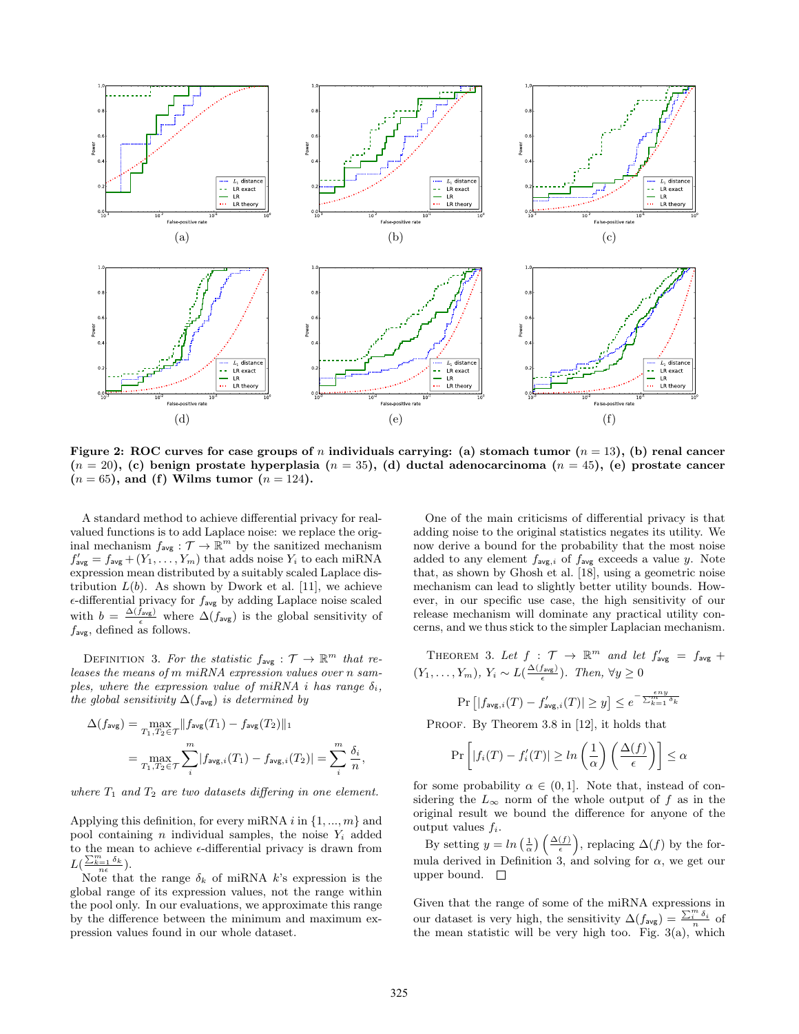**Figure 2: ROC curves for case groups of $n$ individuals carrying: (a) stomach tumor ($n = 13$), (b) renal cancer ($n = 20$), (c) benign prostate hyperplasia ($n = 35$), (d) ductal adenocarcinoma ($n = 45$), (e) prostate cancer ($n = 65$), and (f) Wilms tumor ($n = 124$).**

A standard method to achieve differential privacy for real-valued functions is to add Laplace noise: we replace the original mechanism $f_{\mathsf{avg}} : \mathcal{T} \rightarrow \mathbb{R}^m$ by the sanitized mechanism $f'_{\mathsf{avg}} = f_{\mathsf{avg}} + (Y_1, \ldots, Y_m)$ that adds noise $Y_i$ to each miRNA expression mean distributed by a suitably scaled Laplace distribution $L(b)$. As shown by Dwork et al. [11], we achieve $\epsilon$-differential privacy for $f_{\mathsf{avg}}$ by adding Laplace noise scaled with $b = \frac{\Delta(f_{\mathsf{avg}})}{\epsilon}$ where $\Delta(f_{\mathsf{avg}})$ is the global sensitivity of $f_{\mathsf{avg}}$, defined as follows.

Definition 3. *For the statistic $f_{\mathsf{avg}} : \mathcal{T} \rightarrow \mathbb{R}^m$ that releases the means of $m$ miRNA expression values over $n$ samples, where the expression value of miRNA $i$ has range $\delta_i$, the global sensitivity $\Delta(f_{\mathsf{avg}})$ is determined by*

$$
\begin{aligned}
\Delta(f_{\mathsf{avg}}) &= \max_{T_1, T_2 \in \mathcal{T}} \|f_{\mathsf{avg}}(T_1) - f_{\mathsf{avg}}(T_2)\|_1 \\
&= \max_{T_1, T_2 \in \mathcal{T}} \sum_i^m |f_{\mathsf{avg},i}(T_1) - f_{\mathsf{avg},i}(T_2)| = \sum_i^m \frac{\delta_i}{n},
\end{aligned}
$$

*where $T_1$ and $T_2$ are two datasets differing in one element.*

Applying this definition, for every miRNA $i$ in $\{1, ..., m\}$ and pool containing $n$ individual samples, the noise $Y_i$ added to the mean to achieve $\epsilon$-differential privacy is drawn from $L(\frac{\sum_{k=1}^m \delta_k}{n\epsilon})$.

Note that the range $\delta_k$ of miRNA $k$'s expression is the global range of its expression values, not the range within the pool only. In our evaluations, we approximate this range by the difference between the minimum and maximum expression values found in our whole dataset.

One of the main criticisms of differential privacy is that adding noise to the original statistics negates its utility. We now derive a bound for the probability that the most noise added to any element $f_{\mathsf{avg},i}$ of $f_{\mathsf{avg}}$ exceeds a value $y$. Note that, as shown by Ghosh et al. [18], using a geometric noise mechanism can lead to slightly better utility bounds. However, in our specific use case, the high sensitivity of our release mechanism will dominate any practical utility concerns, and we thus stick to the simpler Laplacian mechanism.

Theorem 3. *Let $f : \mathcal{T} \rightarrow \mathbb{R}^m$ and let $f'_{\mathsf{avg}} = f_{\mathsf{avg}} + (Y_1, \ldots, Y_m)$, $Y_i \sim L(\frac{\Delta(f_{\mathsf{avg}})}{\epsilon})$. Then, $\forall y \geq 0$*

$$
\Pr\left[|f_{\mathsf{avg},i}(T) - f'_{\mathsf{avg},i}(T)| \geq y\right] \leq e^{-\frac{\epsilon n y}{\sum_{k=1}^m \delta_k}}
$$

Proof. By Theorem 3.8 in [12], it holds that

$$
\Pr\left[|f_i(T) - f'_i(T)| \geq ln\left(\frac{1}{\alpha}\right)\left(\frac{\Delta(f)}{\epsilon}\right)\right] \leq \alpha
$$

for some probability $\alpha \in (0, 1]$. Note that, instead of considering the $L_\infty$ norm of the whole output of $f$ as in the original result we bound the difference for anyone of the output values $f_i$.

By setting $y = ln\left(\frac{1}{\alpha}\right)\left(\frac{\Delta(f)}{\epsilon}\right)$, replacing $\Delta(f)$ by the formula derived in Definition 3, and solving for $\alpha$, we get our upper bound. $\square$

Given that the range of some of the miRNA expressions in our dataset is very high, the sensitivity $\Delta(f_{\mathsf{avg}}) = \frac{\sum_i^m \delta_i}{n}$ of the mean statistic will be very high too. Fig. 3(a), which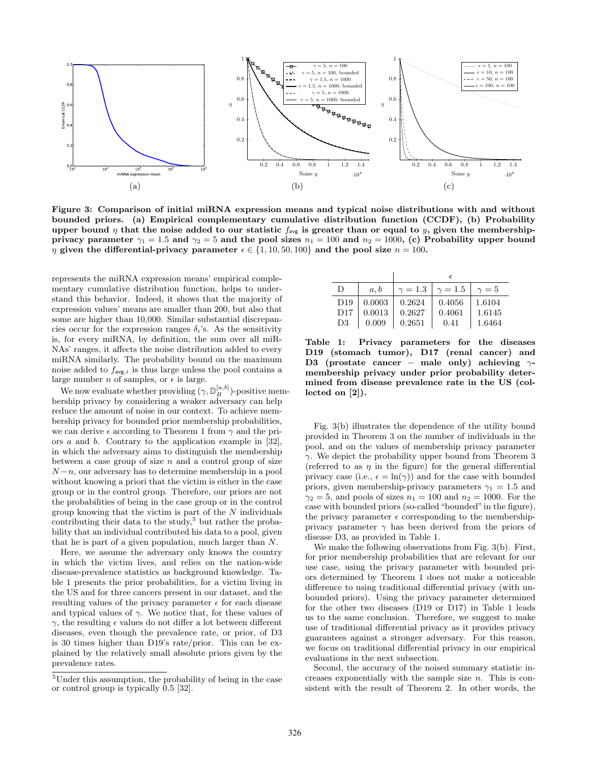**Figure 3: Comparison of initial miRNA expression means and typical noise distributions with and without bounded priors. (a) Empirical complementary cumulative distribution function (CCDF), (b) Probability upper bound $\eta$ that the noise added to our statistic $f_{\text{avg}}$ is greater than or equal to $y$, given the membership-privacy parameter $\gamma_1 = 1.5$ and $\gamma_2 = 5$ and the pool sizes $n_1 = 100$ and $n_2 = 1000$, (c) Probability upper bound $\eta$ given the differential-privacy parameter $\epsilon \in \{1, 10, 50, 100\}$ and the pool size $n = 100$.**

represents the miRNA expression means' empirical complementary cumulative distribution function, helps to understand this behavior. Indeed, it shows that the majority of expression values' means are smaller than 200, but also that some are higher than 10,000. Similar substantial discrepancies occur for the expression ranges $\delta_i$'s. As the sensitivity is, for every miRNA, by definition, the sum over all miRNAs' ranges, it affects the noise distribution added to every miRNA similarly. The probability bound on the maximum noise added to $f_{\text{avg},i}$ is thus large unless the pool contains a large number $n$ of samples, or $\epsilon$ is large.

We now evaluate whether providing $(\gamma, \mathbb{D}_B^{[a,b]})$-positive membership privacy by considering a weaker adversary can help reduce the amount of noise in our context. To achieve membership privacy for bounded prior membership probabilities, we can derive $\epsilon$ according to Theorem 1 from $\gamma$ and the priors $a$ and $b$. Contrary to the application example in [32], in which the adversary aims to distinguish the membership between a case group of size $n$ and a control group of size $N-n$, our adversary has to determine membership in a pool without knowing a priori that the victim is either in the case group or in the control group. Therefore, our priors are not the probabilities of being in the case group or in the control group knowing that the victim is part of the $N$ individuals contributing their data to the study,[5] but rather the probability that an individual contributed his data to a pool, given that he is part of a given population, much larger than $N$.

Here, we assume the adversary only knows the country in which the victim lives, and relies on the nation-wide disease-prevalence statistics as background knowledge. Table 1 presents the prior probabilities, for a victim living in the US and for three cancers present in our dataset, and the resulting values of the privacy parameter $\epsilon$ for each disease and typical values of $\gamma$. We notice that, for these values of $\gamma$, the resulting $\epsilon$ values do not differ a lot between different diseases, even though the prevalence rate, or prior, of D3 is 30 times higher than D19's rate/prior. This can be explained by the relatively small absolute priors given by the prevalence rates.

[5]Under this assumption, the probability of being in the case or control group is typically 0.5 [32].

| | | $\epsilon$ | | |
|---|---|---|---|---|
| D | $a, b$ | $\gamma = 1.3$ | $\gamma = 1.5$ | $\gamma = 5$ |
| D19 | 0.0003 | 0.2624 | 0.4056 | 1.6104 |
| D17 | 0.0013 | 0.2627 | 0.4061 | 1.6145 |
| D3 | 0.009 | 0.2651 | 0.41 | 1.6464 |

**Table 1: Privacy parameters for the diseases D19 (stomach tumor), D17 (renal cancer) and D3 (prostate cancer – male only) achieving $\gamma$-membership privacy under prior probability determined from disease prevalence rate in the US (collected on [2]).**

Fig. 3(b) illustrates the dependence of the utility bound provided in Theorem 3 on the number of individuals in the pool, and on the values of membership privacy parameter $\gamma$. We depict the probability upper bound from Theorem 3 (referred to as $\eta$ in the figure) for the general differential privacy case (i.e., $\epsilon = \ln(\gamma)$) and for the case with bounded priors, given membership-privacy parameters $\gamma_1 = 1.5$ and $\gamma_2 = 5$, and pools of sizes $n_1 = 100$ and $n_2 = 1000$. For the case with bounded priors (so-called "bounded" in the figure), the privacy parameter $\epsilon$ corresponding to the membership-privacy parameter $\gamma$ has been derived from the priors of disease D3, as provided in Table 1.

We make the following observations from Fig. 3(b). First, for prior membership probabilities that are relevant for our use case, using the privacy parameter with bounded priors determined by Theorem 1 does not make a noticeable difference to using traditional differential privacy (with unbounded priors). Using the privacy parameter determined for the other two diseases (D19 or D17) in Table 1 leads us to the same conclusion. Therefore, we suggest to make use of traditional differential privacy as it provides privacy guarantees against a stronger adversary. For this reason, we focus on traditional differential privacy in our empirical evaluations in the next subsection.

Second, the accuracy of the noised summary statistic increases exponentially with the sample size $n$. This is consistent with the result of Theorem 2. In other words, the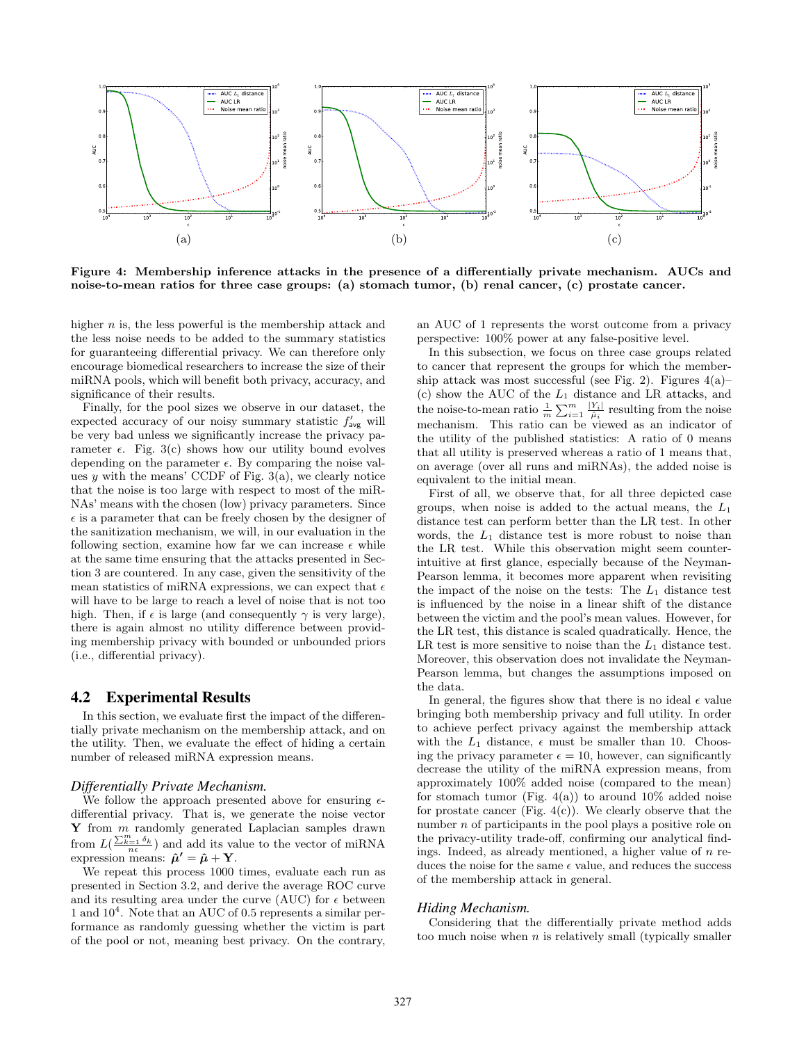Figure 4: Membership inference attacks in the presence of a differentially private mechanism. AUCs and noise-to-mean ratios for three case groups: (a) stomach tumor, (b) renal cancer, (c) prostate cancer.

higher $n$ is, the less powerful is the membership attack and the less noise needs to be added to the summary statistics for guaranteeing differential privacy. We can therefore only encourage biomedical researchers to increase the size of their miRNA pools, which will benefit both privacy, accuracy, and significance of their results.

Finally, for the pool sizes we observe in our dataset, the expected accuracy of our noisy summary statistic $f'_{\mathsf{avg}}$ will be very bad unless we significantly increase the privacy parameter $\epsilon$. Fig. 3(c) shows how our utility bound evolves depending on the parameter $\epsilon$. By comparing the noise values $y$ with the means' CCDF of Fig. 3(a), we clearly notice that the noise is too large with respect to most of the miRNAs' means with the chosen (low) privacy parameters. Since $\epsilon$ is a parameter that can be freely chosen by the designer of the sanitization mechanism, we will, in our evaluation in the following section, examine how far we can increase $\epsilon$ while at the same time ensuring that the attacks presented in Section 3 are countered. In any case, given the sensitivity of the mean statistics of miRNA expressions, we can expect that $\epsilon$ will have to be large to reach a level of noise that is not too high. Then, if $\epsilon$ is large (and consequently $\gamma$ is very large), there is again almost no utility difference between providing membership privacy with bounded or unbounded priors (i.e., differential privacy).

## 4.2 Experimental Results

In this section, we evaluate first the impact of the differentially private mechanism on the membership attack, and on the utility. Then, we evaluate the effect of hiding a certain number of released miRNA expression means.

### *Differentially Private Mechanism.*

We follow the approach presented above for ensuring $\epsilon$-differential privacy. That is, we generate the noise vector $\mathbf{Y}$ from $m$ randomly generated Laplacian samples drawn from $L(\frac{\sum_{k=1}^{m}\delta_k}{n\epsilon})$ and add its value to the vector of miRNA expression means: $\hat{\boldsymbol{\mu}}' = \hat{\boldsymbol{\mu}} + \mathbf{Y}$.

We repeat this process 1000 times, evaluate each run as presented in Section 3.2, and derive the average ROC curve and its resulting area under the curve (AUC) for $\epsilon$ between 1 and $10^4$. Note that an AUC of 0.5 represents a similar performance as randomly guessing whether the victim is part of the pool or not, meaning best privacy. On the contrary, an AUC of 1 represents the worst outcome from a privacy perspective: 100% power at any false-positive level.

In this subsection, we focus on three case groups related to cancer that represent the groups for which the membership attack was most successful (see Fig. 2). Figures 4(a)–(c) show the AUC of the $L_1$ distance and LR attacks, and the noise-to-mean ratio $\frac{1}{m}\sum_{i=1}^{m}\frac{|Y_i|}{\hat{\mu}_i}$ resulting from the noise mechanism. This ratio can be viewed as an indicator of the utility of the published statistics: A ratio of 0 means that all utility is preserved whereas a ratio of 1 means that, on average (over all runs and miRNAs), the added noise is equivalent to the initial mean.

First of all, we observe that, for all three depicted case groups, when noise is added to the actual means, the $L_1$ distance test can perform better than the LR test. In other words, the $L_1$ distance test is more robust to noise than the LR test. While this observation might seem counterintuitive at first glance, especially because of the Neyman-Pearson lemma, it becomes more apparent when revisiting the impact of the noise on the tests: The $L_1$ distance test is influenced by the noise in a linear shift of the distance between the victim and the pool's mean values. However, for the LR test, this distance is scaled quadratically. Hence, the LR test is more sensitive to noise than the $L_1$ distance test. Moreover, this observation does not invalidate the Neyman-Pearson lemma, but changes the assumptions imposed on the data.

In general, the figures show that there is no ideal $\epsilon$ value bringing both membership privacy and full utility. In order to achieve perfect privacy against the membership attack with the $L_1$ distance, $\epsilon$ must be smaller than 10. Choosing the privacy parameter $\epsilon = 10$, however, can significantly decrease the utility of the miRNA expression means, from approximately 100% added noise (compared to the mean) for stomach tumor (Fig. 4(a)) to around 10% added noise for prostate cancer (Fig. 4(c)). We clearly observe that the number $n$ of participants in the pool plays a positive role on the privacy-utility trade-off, confirming our analytical findings. Indeed, as already mentioned, a higher value of $n$ reduces the noise for the same $\epsilon$ value, and reduces the success of the membership attack in general.

### *Hiding Mechanism.*

Considering that the differentially private method adds too much noise when $n$ is relatively small (typically smaller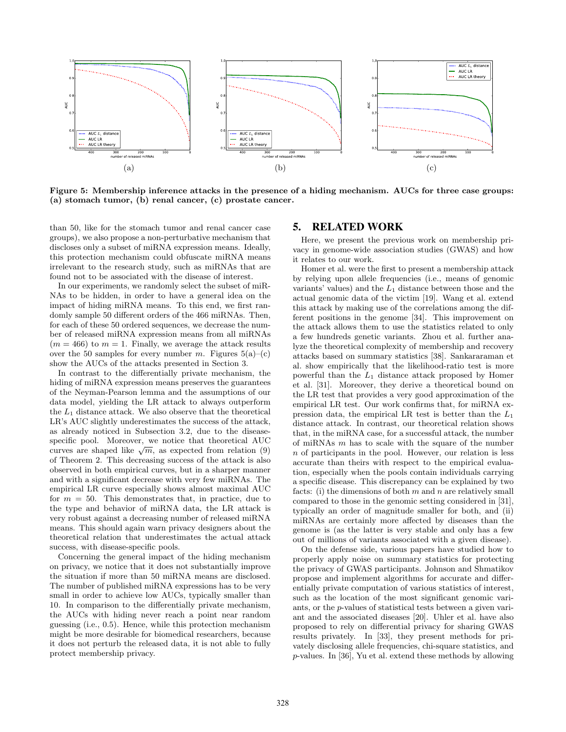**Figure 5: Membership inference attacks in the presence of a hiding mechanism. AUCs for three case groups: (a) stomach tumor, (b) renal cancer, (c) prostate cancer.**

than 50, like for the stomach tumor and renal cancer case groups), we also propose a non-perturbative mechanism that discloses only a subset of miRNA expression means. Ideally, this protection mechanism could obfuscate miRNA means irrelevant to the research study, such as miRNAs that are found not to be associated with the disease of interest.

In our experiments, we randomly select the subset of miRNAs to be hidden, in order to have a general idea on the impact of hiding miRNA means. To this end, we first randomly sample 50 different orders of the 466 miRNAs. Then, for each of these 50 ordered sequences, we decrease the number of released miRNA expression means from all miRNAs ($m = 466$) to $m = 1$. Finally, we average the attack results over the 50 samples for every number $m$. Figures 5(a)–(c) show the AUCs of the attacks presented in Section 3.

In contrast to the differentially private mechanism, the hiding of miRNA expression means preserves the guarantees of the Neyman-Pearson lemma and the assumptions of our data model, yielding the LR attack to always outperform the $L_1$ distance attack. We also observe that the theoretical LR's AUC slightly underestimates the success of the attack, as already noticed in Subsection 3.2, due to the disease-specific pool. Moreover, we notice that theoretical AUC curves are shaped like $\sqrt{m}$, as expected from relation (9) of Theorem 2. This decreasing success of the attack is also observed in both empirical curves, but in a sharper manner and with a significant decrease with very few miRNAs. The empirical LR curve especially shows almost maximal AUC for $m = 50$. This demonstrates that, in practice, due to the type and behavior of miRNA data, the LR attack is very robust against a decreasing number of released miRNA means. This should again warn privacy designers about the theoretical relation that underestimates the actual attack success, with disease-specific pools.

Concerning the general impact of the hiding mechanism on privacy, we notice that it does not substantially improve the situation if more than 50 miRNA means are disclosed. The number of published miRNA expressions has to be very small in order to achieve low AUCs, typically smaller than 10. In comparison to the differentially private mechanism, the AUCs with hiding never reach a point near random guessing (i.e., 0.5). Hence, while this protection mechanism might be more desirable for biomedical researchers, because it does not perturb the released data, it is not able to fully protect membership privacy.

## 5. RELATED WORK

Here, we present the previous work on membership privacy in genome-wide association studies (GWAS) and how it relates to our work.

Homer et al. were the first to present a membership attack by relying upon allele frequencies (i.e., means of genomic variants' values) and the $L_1$ distance between those and the actual genomic data of the victim [19]. Wang et al. extend this attack by making use of the correlations among the different positions in the genome [34]. This improvement on the attack allows them to use the statistics related to only a few hundreds genetic variants. Zhou et al. further analyze the theoretical complexity of membership and recovery attacks based on summary statistics [38]. Sankararaman et al. show empirically that the likelihood-ratio test is more powerful than the $L_1$ distance attack proposed by Homer et al. [31]. Moreover, they derive a theoretical bound on the LR test that provides a very good approximation of the empirical LR test. Our work confirms that, for miRNA expression data, the empirical LR test is better than the $L_1$ distance attack. In contrast, our theoretical relation shows that, in the miRNA case, for a successful attack, the number of miRNAs $m$ has to scale with the square of the number $n$ of participants in the pool. However, our relation is less accurate than theirs with respect to the empirical evaluation, especially when the pools contain individuals carrying a specific disease. This discrepancy can be explained by two facts: (i) the dimensions of both $m$ and $n$ are relatively small compared to those in the genomic setting considered in [31], typically an order of magnitude smaller for both, and (ii) miRNAs are certainly more affected by diseases than the genome is (as the latter is very stable and only has a few out of millions of variants associated with a given disease).

On the defense side, various papers have studied how to properly apply noise on summary statistics for protecting the privacy of GWAS participants. Johnson and Shmatikov propose and implement algorithms for accurate and differentially private computation of various statistics of interest, such as the location of the most significant genomic variants, or the $p$-values of statistical tests between a given variant and the associated diseases [20]. Uhler et al. have also proposed to rely on differential privacy for sharing GWAS results privately. In [33], they present methods for privately disclosing allele frequencies, chi-square statistics, and $p$-values. In [36], Yu et al. extend these methods by allowing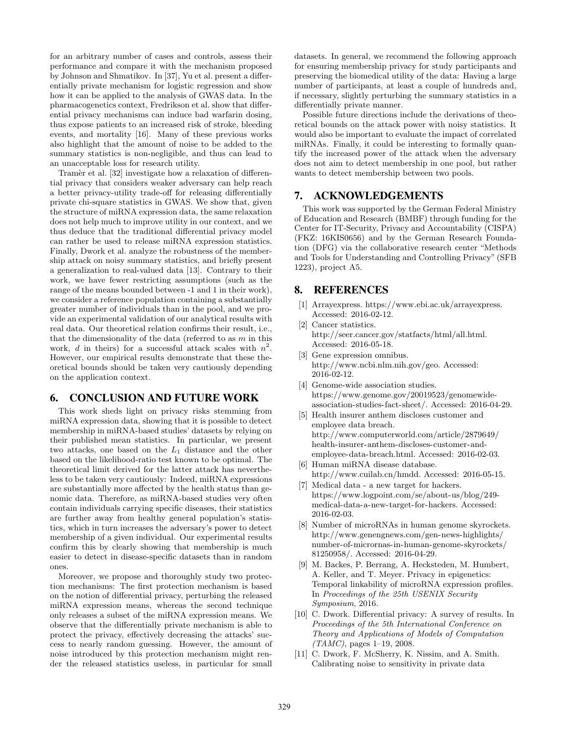for an arbitrary number of cases and controls, assess their performance and compare it with the mechanism proposed by Johnson and Shmatikov. In [37], Yu et al. present a differentially private mechanism for logistic regression and show how it can be applied to the analysis of GWAS data. In the pharmacogenetics context, Fredrikson et al. show that differential privacy mechanisms can induce bad warfarin dosing, thus expose patients to an increased risk of stroke, bleeding events, and mortality [16]. Many of these previous works also highlight that the amount of noise to be added to the summary statistics is non-negligible, and thus can lead to an unacceptable loss for research utility.

Tramèr et al. [32] investigate how a relaxation of differential privacy that considers weaker adversary can help reach a better privacy-utility trade-off for releasing differentially private chi-square statistics in GWAS. We show that, given the structure of miRNA expression data, the same relaxation does not help much to improve utility in our context, and we thus deduce that the traditional differential privacy model can rather be used to release miRNA expression statistics. Finally, Dwork et al. analyze the robustness of the membership attack on noisy summary statistics, and briefly present a generalization to real-valued data [13]. Contrary to their work, we have fewer restricting assumptions (such as the range of the means bounded between -1 and 1 in their work), we consider a reference population containing a substantially greater number of individuals than in the pool, and we provide an experimental validation of our analytical results with real data. Our theoretical relation confirms their result, i.e., that the dimensionality of the data (referred to as $m$ in this work, $d$ in theirs) for a successful attack scales with $n^2$. However, our empirical results demonstrate that these theoretical bounds should be taken very cautiously depending on the application context.

## 6. CONCLUSION AND FUTURE WORK

This work sheds light on privacy risks stemming from miRNA expression data, showing that it is possible to detect membership in miRNA-based studies' datasets by relying on their published mean statistics. In particular, we present two attacks, one based on the $L_1$ distance and the other based on the likelihood-ratio test known to be optimal. The theoretical limit derived for the latter attack has nevertheless to be taken very cautiously: Indeed, miRNA expressions are substantially more affected by the health status than genomic data. Therefore, as miRNA-based studies very often contain individuals carrying specific diseases, their statistics are further away from healthy general population's statistics, which in turn increases the adversary's power to detect membership of a given individual. Our experimental results confirm this by clearly showing that membership is much easier to detect in disease-specific datasets than in random ones.

Moreover, we propose and thoroughly study two protection mechanisms: The first protection mechanism is based on the notion of differential privacy, perturbing the released miRNA expression means, whereas the second technique only releases a subset of the miRNA expression means. We observe that the differentially private mechanism is able to protect the privacy, effectively decreasing the attacks' success to nearly random guessing. However, the amount of noise introduced by this protection mechanism might render the released statistics useless, in particular for small datasets. In general, we recommend the following approach for ensuring membership privacy for study participants and preserving the biomedical utility of the data: Having a large number of participants, at least a couple of hundreds and, if necessary, slightly perturbing the summary statistics in a differentially private manner.

Possible future directions include the derivations of theoretical bounds on the attack power with noisy statistics. It would also be important to evaluate the impact of correlated miRNAs. Finally, it could be interesting to formally quantify the increased power of the attack when the adversary does not aim to detect membership in one pool, but rather wants to detect membership between two pools.

## 7. ACKNOWLEDGEMENTS

This work was supported by the German Federal Ministry of Education and Research (BMBF) through funding for the Center for IT-Security, Privacy and Accountability (CISPA) (FKZ: 16KIS0656) and by the German Research Foundation (DFG) via the collaborative research center "Methods and Tools for Understanding and Controlling Privacy" (SFB 1223), project A5.

## 8. REFERENCES

[1] Arrayexpress. https://www.ebi.ac.uk/arrayexpress. Accessed: 2016-02-12.

[2] Cancer statistics. http://seer.cancer.gov/statfacts/html/all.html. Accessed: 2016-05-18.

[3] Gene expression omnibus. http://www.ncbi.nlm.nih.gov/geo. Accessed: 2016-02-12.

[4] Genome-wide association studies. https://www.genome.gov/20019523/genomewide-association-studies-fact-sheet/. Accessed: 2016-04-29.

[5] Health insurer anthem discloses customer and employee data breach. http://www.computerworld.com/article/2879649/health-insurer-anthem-discloses-customer-and-employee-data-breach.html. Accessed: 2016-02-03.

[6] Human miRNA disease database. http://www.cuilab.cn/hmdd. Accessed: 2016-05-15.

[7] Medical data - a new target for hackers. https://www.logpoint.com/se/about-us/blog/249-medical-data-a-new-target-for-hackers. Accessed: 2016-02-03.

[8] Number of microRNAs in human genome skyrockets. http://www.genengnews.com/gen-news-highlights/number-of-micrornas-in-human-genome-skyrockets/81250958/. Accessed: 2016-04-29.

[9] M. Backes, P. Berrang, A. Hecksteden, M. Humbert, A. Keller, and T. Meyer. Privacy in epigenetics: Temporal linkability of microRNA expression profiles. In *Proceedings of the 25th USENIX Security Symposium*, 2016.

[10] C. Dwork. Differential privacy: A survey of results. In *Proceedings of the 5th International Conference on Theory and Applications of Models of Computation (TAMC)*, pages 1–19, 2008.

[11] C. Dwork, F. McSherry, K. Nissim, and A. Smith. Calibrating noise to sensitivity in private data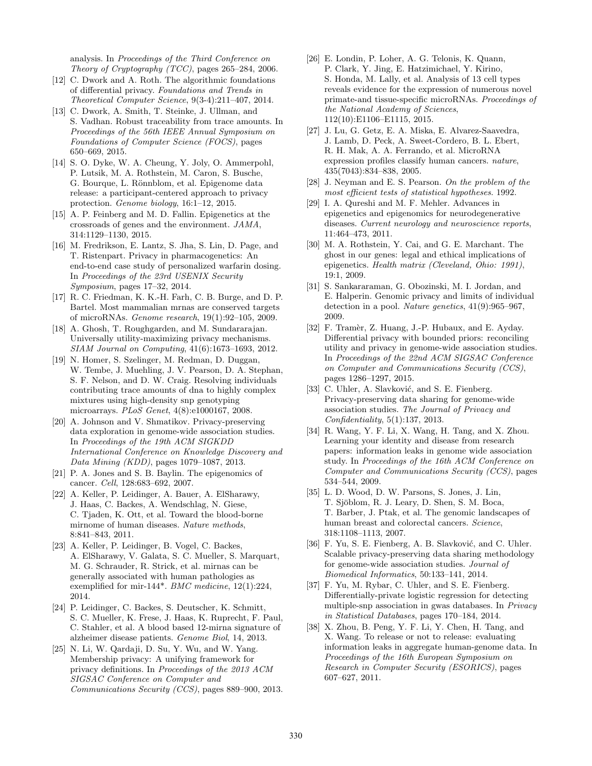analysis. In *Proceedings of the Third Conference on Theory of Cryptography (TCC)*, pages 265–284, 2006.

[12] C. Dwork and A. Roth. The algorithmic foundations of differential privacy. *Foundations and Trends in Theoretical Computer Science*, 9(3-4):211–407, 2014.

[13] C. Dwork, A. Smith, T. Steinke, J. Ullman, and S. Vadhan. Robust traceability from trace amounts. In *Proceedings of the 56th IEEE Annual Symposium on Foundations of Computer Science (FOCS)*, pages 650–669, 2015.

[14] S. O. Dyke, W. A. Cheung, Y. Joly, O. Ammerpohl, P. Lutsik, M. A. Rothstein, M. Caron, S. Busche, G. Bourque, L. Rönnblom, et al. Epigenome data release: a participant-centered approach to privacy protection. *Genome biology*, 16:1–12, 2015.

[15] A. P. Feinberg and M. D. Fallin. Epigenetics at the crossroads of genes and the environment. *JAMA*, 314:1129–1130, 2015.

[16] M. Fredrikson, E. Lantz, S. Jha, S. Lin, D. Page, and T. Ristenpart. Privacy in pharmacogenetics: An end-to-end case study of personalized warfarin dosing. In *Proceedings of the 23rd USENIX Security Symposium*, pages 17–32, 2014.

[17] R. C. Friedman, K. K.-H. Farh, C. B. Burge, and D. P. Bartel. Most mammalian mrnas are conserved targets of microRNAs. *Genome research*, 19(1):92–105, 2009.

[18] A. Ghosh, T. Roughgarden, and M. Sundararajan. Universally utility-maximizing privacy mechanisms. *SIAM Journal on Computing*, 41(6):1673–1693, 2012.

[19] N. Homer, S. Szelinger, M. Redman, D. Duggan, W. Tembe, J. Muehling, J. V. Pearson, D. A. Stephan, S. F. Nelson, and D. W. Craig. Resolving individuals contributing trace amounts of dna to highly complex mixtures using high-density snp genotyping microarrays. *PLoS Genet*, 4(8):e1000167, 2008.

[20] A. Johnson and V. Shmatikov. Privacy-preserving data exploration in genome-wide association studies. In *Proceedings of the 19th ACM SIGKDD International Conference on Knowledge Discovery and Data Mining (KDD)*, pages 1079–1087, 2013.

[21] P. A. Jones and S. B. Baylin. The epigenomics of cancer. *Cell*, 128:683–692, 2007.

[22] A. Keller, P. Leidinger, A. Bauer, A. ElSharawy, J. Haas, C. Backes, A. Wendschlag, N. Giese, C. Tjaden, K. Ott, et al. Toward the blood-borne mirnome of human diseases. *Nature methods*, 8:841–843, 2011.

[23] A. Keller, P. Leidinger, B. Vogel, C. Backes, A. ElSharawy, V. Galata, S. C. Mueller, S. Marquart, M. G. Schrauder, R. Strick, et al. mirnas can be generally associated with human pathologies as exemplified for mir-144*. *BMC medicine*, 12(1):224, 2014.

[24] P. Leidinger, C. Backes, S. Deutscher, K. Schmitt, S. C. Mueller, K. Frese, J. Haas, K. Ruprecht, F. Paul, C. Stahler, et al. A blood based 12-mirna signature of alzheimer disease patients. *Genome Biol*, 14, 2013.

[25] N. Li, W. Qardaji, D. Su, Y. Wu, and W. Yang. Membership privacy: A unifying framework for privacy definitions. In *Proceedings of the 2013 ACM SIGSAC Conference on Computer and Communications Security (CCS)*, pages 889–900, 2013.

[26] E. Londin, P. Loher, A. G. Telonis, K. Quann, P. Clark, Y. Jing, E. Hatzimichael, Y. Kirino, S. Honda, M. Lally, et al. Analysis of 13 cell types reveals evidence for the expression of numerous novel primate-and tissue-specific microRNAs. *Proceedings of the National Academy of Sciences*, 112(10):E1106–E1115, 2015.

[27] J. Lu, G. Getz, E. A. Miska, E. Alvarez-Saavedra, J. Lamb, D. Peck, A. Sweet-Cordero, B. L. Ebert, R. H. Mak, A. A. Ferrando, et al. MicroRNA expression profiles classify human cancers. *nature*, 435(7043):834–838, 2005.

[28] J. Neyman and E. S. Pearson. *On the problem of the most efficient tests of statistical hypotheses*. 1992.

[29] I. A. Qureshi and M. F. Mehler. Advances in epigenetics and epigenomics for neurodegenerative diseases. *Current neurology and neuroscience reports*, 11:464–473, 2011.

[30] M. A. Rothstein, Y. Cai, and G. E. Marchant. The ghost in our genes: legal and ethical implications of epigenetics. *Health matrix (Cleveland, Ohio: 1991)*, 19:1, 2009.

[31] S. Sankararaman, G. Obozinski, M. I. Jordan, and E. Halperin. Genomic privacy and limits of individual detection in a pool. *Nature genetics*, 41(9):965–967, 2009.

[32] F. Tramèr, Z. Huang, J.-P. Hubaux, and E. Ayday. Differential privacy with bounded priors: reconciling utility and privacy in genome-wide association studies. In *Proceedings of the 22nd ACM SIGSAC Conference on Computer and Communications Security (CCS)*, pages 1286–1297, 2015.

[33] C. Uhler, A. Slavković, and S. E. Fienberg. Privacy-preserving data sharing for genome-wide association studies. *The Journal of Privacy and Confidentiality*, 5(1):137, 2013.

[34] R. Wang, Y. F. Li, X. Wang, H. Tang, and X. Zhou. Learning your identity and disease from research papers: information leaks in genome wide association study. In *Proceedings of the 16th ACM Conference on Computer and Communications Security (CCS)*, pages 534–544, 2009.

[35] L. D. Wood, D. W. Parsons, S. Jones, J. Lin, T. Sjöblom, R. J. Leary, D. Shen, S. M. Boca, T. Barber, J. Ptak, et al. The genomic landscapes of human breast and colorectal cancers. *Science*, 318:1108–1113, 2007.

[36] F. Yu, S. E. Fienberg, A. B. Slavković, and C. Uhler. Scalable privacy-preserving data sharing methodology for genome-wide association studies. *Journal of Biomedical Informatics*, 50:133–141, 2014.

[37] F. Yu, M. Rybar, C. Uhler, and S. E. Fienberg. Differentially-private logistic regression for detecting multiple-snp association in gwas databases. In *Privacy in Statistical Databases*, pages 170–184, 2014.

[38] X. Zhou, B. Peng, Y. F. Li, Y. Chen, H. Tang, and X. Wang. To release or not to release: evaluating information leaks in aggregate human-genome data. In *Proceedings of the 16th European Symposium on Research in Computer Security (ESORICS)*, pages 607–627, 2011.